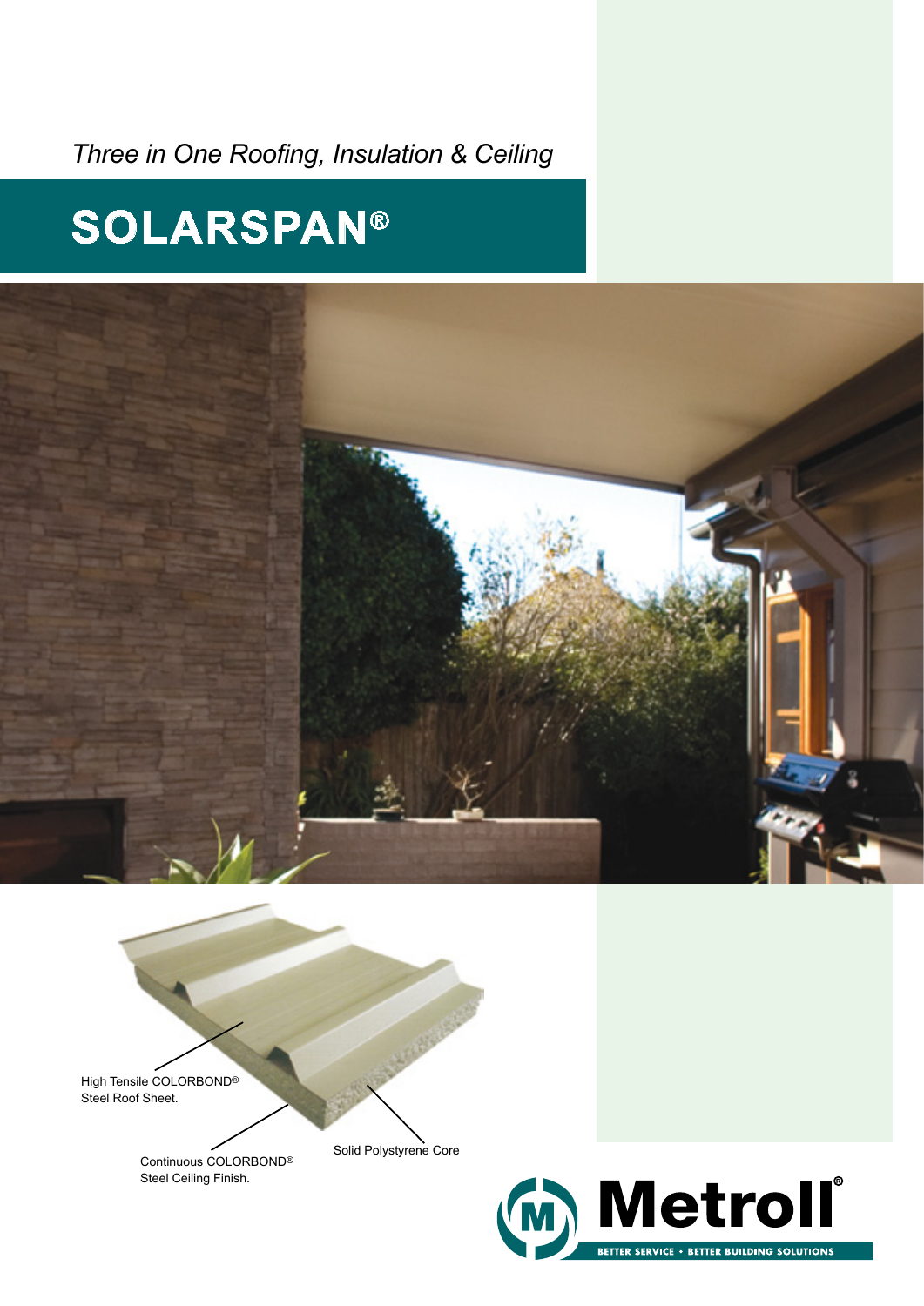*Three in One Roofing, Insulation & Ceiling*

# SOLARSPAN®

High Tensile COLORBOND® Steel Roof Sheet.

Continuous COLORBOND® Steel Ceiling Finish.

Solid Polystyrene Core

Metroll®

BETTER SERVICE • BETTER BUILDING SOLUTIONS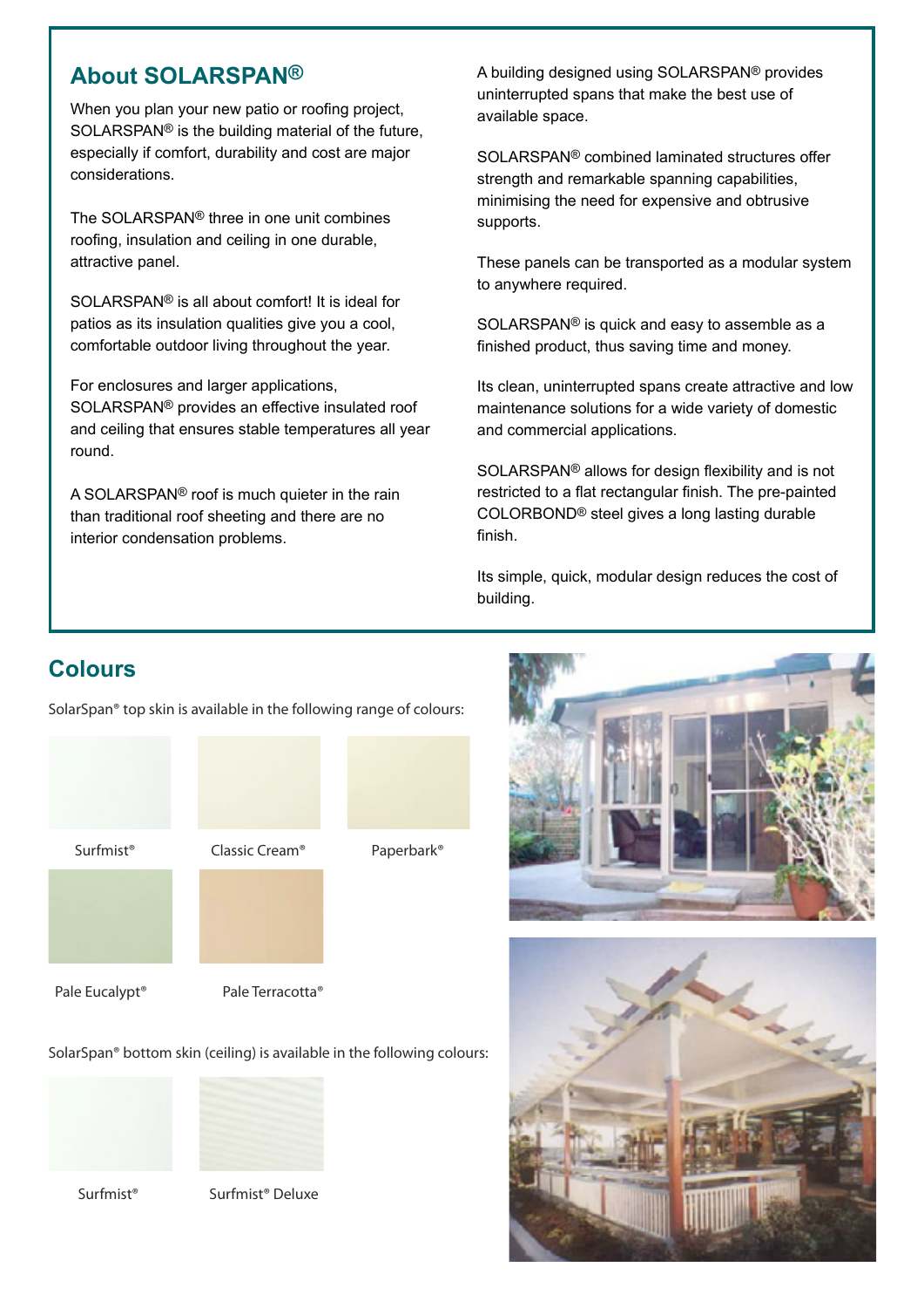## About SOLARSPAN®

When you plan your new patio or roofing project, SOLARSPAN® is the building material of the future, especially if comfort, durability and cost are major considerations.

The SOLARSPAN® three in one unit combines roofing, insulation and ceiling in one durable, attractive panel.

SOLARSPAN® is all about comfort! It is ideal for patios as its insulation qualities give you a cool, comfortable outdoor living throughout the year.

For enclosures and larger applications, SOLARSPAN® provides an effective insulated roof and ceiling that ensures stable temperatures all year round.

A SOLARSPAN® roof is much quieter in the rain than traditional roof sheeting and there are no interior condensation problems.

A building designed using SOLARSPAN® provides uninterrupted spans that make the best use of available space.

SOLARSPAN® combined laminated structures offer strength and remarkable spanning capabilities, minimising the need for expensive and obtrusive supports.

These panels can be transported as a modular system to anywhere required.

SOLARSPAN® is quick and easy to assemble as a finished product, thus saving time and money.

Its clean, uninterrupted spans create attractive and low maintenance solutions for a wide variety of domestic and commercial applications.

SOLARSPAN® allows for design flexibility and is not restricted to a flat rectangular finish. The pre-painted COLORBOND® steel gives a long lasting durable finish.

Its simple, quick, modular design reduces the cost of building.

## Colours

SolarSpan® top skin is available in the following range of colours:

- Surfmist®
- Classic Cream®
- Paperbark®
- Pale Eucalypt®
- Pale Terracotta®

SolarSpan® bottom skin (ceiling) is available in the following colours:

- Surfmist®
- Surfmist® Deluxe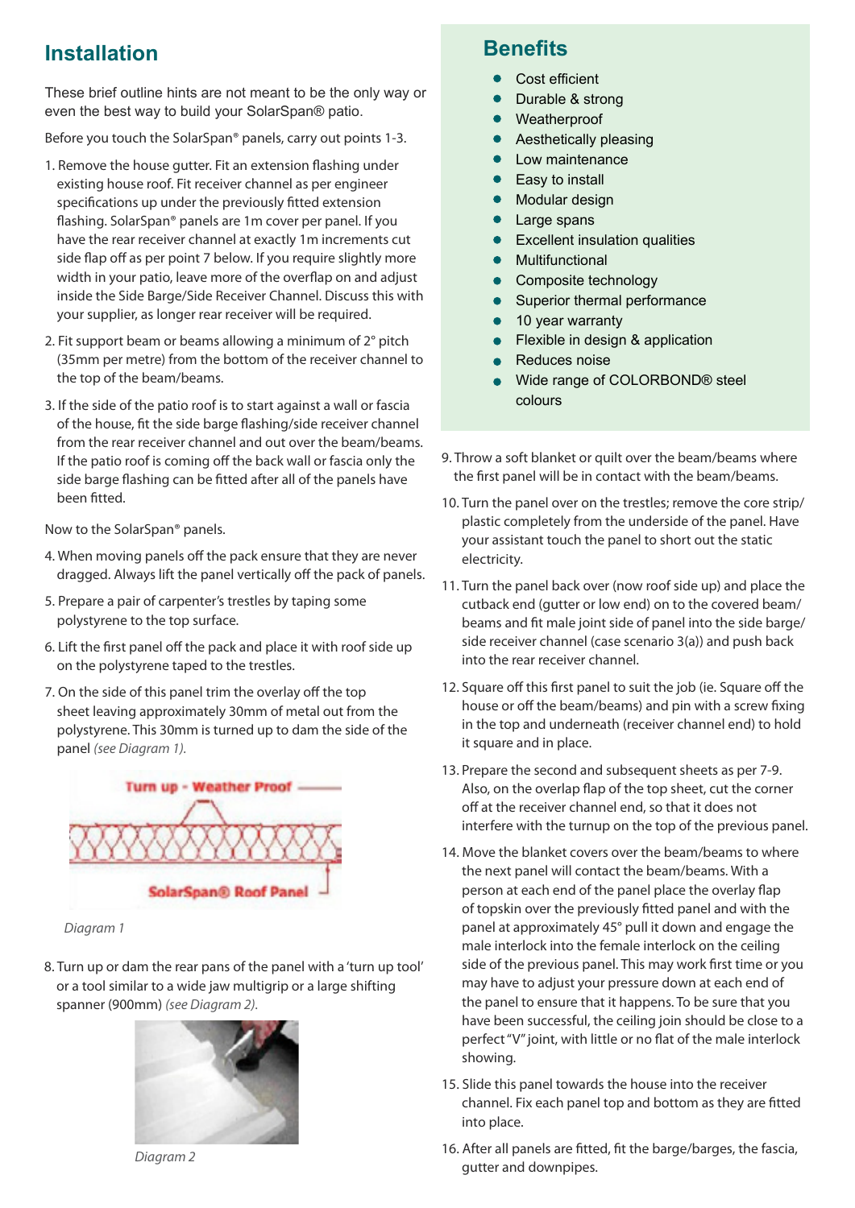## Installation

These brief outline hints are not meant to be the only way or even the best way to build your SolarSpan® patio.

Before you touch the SolarSpan® panels, carry out points 1-3.

1. Remove the house gutter. Fit an extension flashing under existing house roof. Fit receiver channel as per engineer specifications up under the previously fitted extension flashing. SolarSpan® panels are 1m cover per panel. If you have the rear receiver channel at exactly 1m increments cut side flap off as per point 7 below. If you require slightly more width in your patio, leave more of the overflap on and adjust inside the Side Barge/Side Receiver Channel. Discuss this with your supplier, as longer rear receiver will be required.
2. Fit support beam or beams allowing a minimum of 2° pitch (35mm per metre) from the bottom of the receiver channel to the top of the beam/beams.
3. If the side of the patio roof is to start against a wall or fascia of the house, fit the side barge flashing/side receiver channel from the rear receiver channel and out over the beam/beams. If the patio roof is coming off the back wall or fascia only the side barge flashing can be fitted after all of the panels have been fitted.

Now to the SolarSpan® panels.

4. When moving panels off the pack ensure that they are never dragged. Always lift the panel vertically off the pack of panels.
5. Prepare a pair of carpenter's trestles by taping some polystyrene to the top surface.
6. Lift the first panel off the pack and place it with roof side up on the polystyrene taped to the trestles.
7. On the side of this panel trim the overlay off the top sheet leaving approximately 30mm of metal out from the polystyrene. This 30mm is turned up to dam the side of the panel *(see Diagram 1).*

Turn up - Weather Proof

SolarSpan® Roof Panel

*Diagram 1*

8. Turn up or dam the rear pans of the panel with a 'turn up tool' or a tool similar to a wide jaw multigrip or a large shifting spanner (900mm) *(see Diagram 2).*

*Diagram 2*

## Benefits

- Cost efficient
- Durable & strong
- Weatherproof
- Aesthetically pleasing
- Low maintenance
- Easy to install
- Modular design
- Large spans
- Excellent insulation qualities
- Multifunctional
- Composite technology
- Superior thermal performance
- 10 year warranty
- Flexible in design & application
- Reduces noise
- Wide range of COLORBOND® steel colours

9. Throw a soft blanket or quilt over the beam/beams where the first panel will be in contact with the beam/beams.
10. Turn the panel over on the trestles; remove the core strip/plastic completely from the underside of the panel. Have your assistant touch the panel to short out the static electricity.
11. Turn the panel back over (now roof side up) and place the cutback end (gutter or low end) on to the covered beam/beams and fit male joint side of panel into the side barge/side receiver channel (case scenario 3(a)) and push back into the rear receiver channel.
12. Square off this first panel to suit the job (ie. Square off the house or off the beam/beams) and pin with a screw fixing in the top and underneath (receiver channel end) to hold it square and in place.
13. Prepare the second and subsequent sheets as per 7-9. Also, on the overlap flap of the top sheet, cut the corner off at the receiver channel end, so that it does not interfere with the turnup on the top of the previous panel.
14. Move the blanket covers over the beam/beams to where the next panel will contact the beam/beams. With a person at each end of the panel place the overlay flap of topskin over the previously fitted panel and with the panel at approximately 45° pull it down and engage the male interlock into the female interlock on the ceiling side of the previous panel. This may work first time or you may have to adjust your pressure down at each end of the panel to ensure that it happens. To be sure that you have been successful, the ceiling join should be close to a perfect "V" joint, with little or no flat of the male interlock showing.
15. Slide this panel towards the house into the receiver channel. Fix each panel top and bottom as they are fitted into place.
16. After all panels are fitted, fit the barge/barges, the fascia, gutter and downpipes.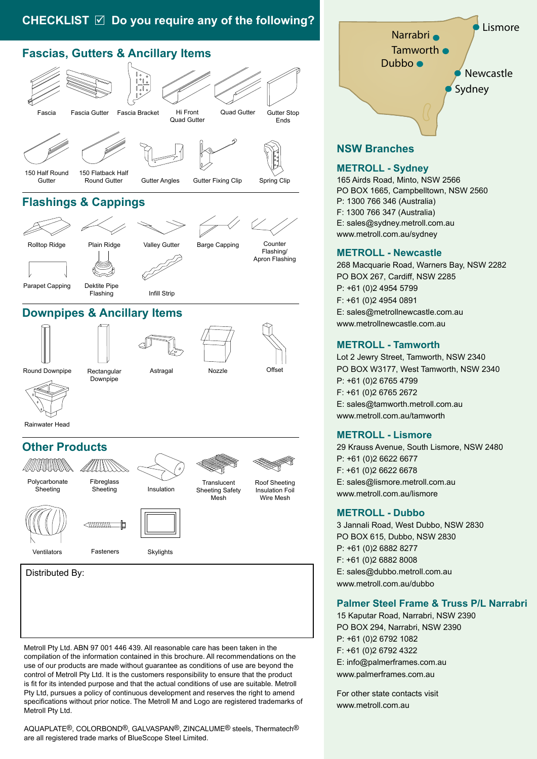## CHECKLIST ☑ Do you require any of the following?

### Fascias, Gutters & Ancillary Items

Fascia
Fascia Gutter
Fascia Bracket
Hi Front Quad Gutter
Quad Gutter
Gutter Stop Ends
150 Half Round Gutter
150 Flatback Half Round Gutter
Gutter Angles
Gutter Fixing Clip
Spring Clip

### Flashings & Cappings

Rolltop Ridge
Plain Ridge
Valley Gutter
Barge Capping
Counter Flashing/ Apron Flashing
Parapet Capping
Dektite Pipe Flashing
Infill Strip

### Downpipes & Ancillary Items

Round Downpipe
Rectangular Downpipe
Astragal
Nozzle
Offset
Rainwater Head

### Other Products

Polycarbonate Sheeting
Fibreglass Sheeting
Insulation
Translucent Sheeting Safety Mesh
Roof Sheeting Insulation Foil Wire Mesh
Ventilators
Fasteners
Skylights

Distributed By:

Metroll Pty Ltd. ABN 97 001 446 439. All reasonable care has been taken in the compilation of the information contained in this brochure. All recommendations on the use of our products are made without guarantee as conditions of use are beyond the control of Metroll Pty Ltd. It is the customers responsibility to ensure that the product is fit for its intended purpose and that the actual conditions of use are suitable. Metroll Pty Ltd, pursues a policy of continuous development and reserves the right to amend specifications without prior notice. The Metroll M and Logo are registered trademarks of Metroll Pty Ltd.

AQUAPLATE®, COLORBOND®, GALVASPAN®, ZINCALUME® steels, Thermatech® are all registered trade marks of BlueScope Steel Limited.

Lismore
Narrabri
Tamworth
Dubbo
Newcastle
Sydney

## NSW Branches

### METROLL - Sydney

165 Airds Road, Minto, NSW 2566
PO BOX 1665, Campbelltown, NSW 2560
P: 1300 766 346 (Australia)
F: 1300 766 347 (Australia)
E: sales@sydney.metroll.com.au
www.metroll.com.au/sydney

### METROLL - Newcastle

268 Macquarie Road, Warners Bay, NSW 2282
PO BOX 267, Cardiff, NSW 2285
P: +61 (0)2 4954 5799
F: +61 (0)2 4954 0891
E: sales@metrollnewcastle.com.au
www.metrollnewcastle.com.au

### METROLL - Tamworth

Lot 2 Jewry Street, Tamworth, NSW 2340
PO BOX W3177, West Tamworth, NSW 2340
P: +61 (0)2 6765 4799
F: +61 (0)2 6765 2672
E: sales@tamworth.metroll.com.au
www.metroll.com.au/tamworth

### METROLL - Lismore

29 Krauss Avenue, South Lismore, NSW 2480
P: +61 (0)2 6622 6677
F: +61 (0)2 6622 6678
E: sales@lismore.metroll.com.au
www.metroll.com.au/lismore

### METROLL - Dubbo

3 Jannali Road, West Dubbo, NSW 2830
PO BOX 615, Dubbo, NSW 2830
P: +61 (0)2 6882 8277
F: +61 (0)2 6882 8008
E: sales@dubbo.metroll.com.au
www.metroll.com.au/dubbo

### Palmer Steel Frame & Truss P/L Narrabri

15 Kaputar Road, Narrabri, NSW 2390
PO BOX 294, Narrabri, NSW 2390
P: +61 (0)2 6792 1082
F: +61 (0)2 6792 4322
E: info@palmerframes.com.au
www.palmerframes.com.au

For other state contacts visit
www.metroll.com.au